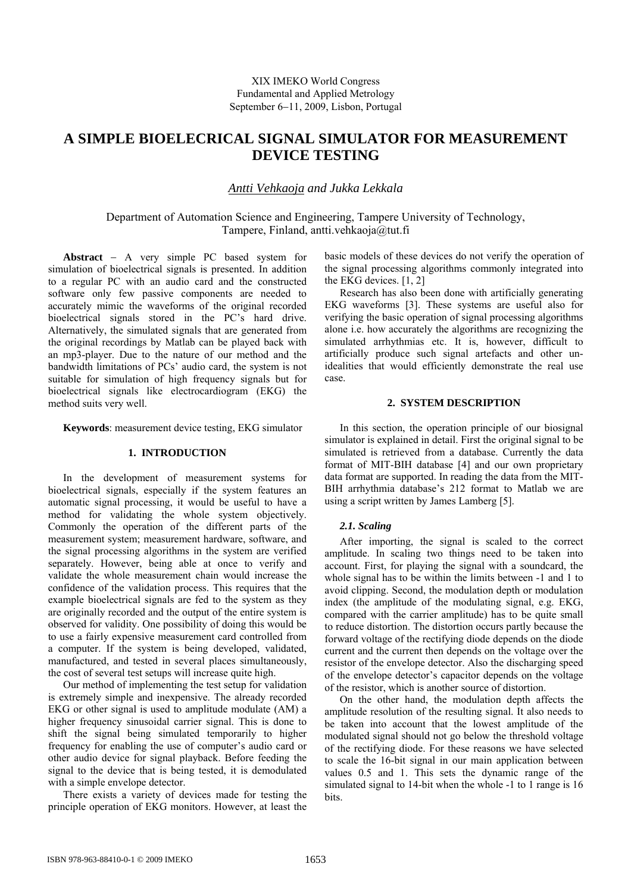XIX IMEKO World Congress
Fundamental and Applied Metrology
September 6−11, 2009, Lisbon, Portugal

# A SIMPLE BIOELECRICAL SIGNAL SIMULATOR FOR MEASUREMENT DEVICE TESTING

*Antti Vehkaoja and Jukka Lekkala*

Department of Automation Science and Engineering, Tampere University of Technology, Tampere, Finland, antti.vehkaoja@tut.fi

**Abstract** − A very simple PC based system for simulation of bioelectrical signals is presented. In addition to a regular PC with an audio card and the constructed software only few passive components are needed to accurately mimic the waveforms of the original recorded bioelectrical signals stored in the PC's hard drive. Alternatively, the simulated signals that are generated from the original recordings by Matlab can be played back with an mp3-player. Due to the nature of our method and the bandwidth limitations of PCs' audio card, the system is not suitable for simulation of high frequency signals but for bioelectrical signals like electrocardiogram (EKG) the method suits very well.

**Keywords**: measurement device testing, EKG simulator

## 1. INTRODUCTION

In the development of measurement systems for bioelectrical signals, especially if the system features an automatic signal processing, it would be useful to have a method for validating the whole system objectively. Commonly the operation of the different parts of the measurement system; measurement hardware, software, and the signal processing algorithms in the system are verified separately. However, being able at once to verify and validate the whole measurement chain would increase the confidence of the validation process. This requires that the example bioelectrical signals are fed to the system as they are originally recorded and the output of the entire system is observed for validity. One possibility of doing this would be to use a fairly expensive measurement card controlled from a computer. If the system is being developed, validated, manufactured, and tested in several places simultaneously, the cost of several test setups will increase quite high.

Our method of implementing the test setup for validation is extremely simple and inexpensive. The already recorded EKG or other signal is used to amplitude modulate (AM) a higher frequency sinusoidal carrier signal. This is done to shift the signal being simulated temporarily to higher frequency for enabling the use of computer's audio card or other audio device for signal playback. Before feeding the signal to the device that is being tested, it is demodulated with a simple envelope detector.

There exists a variety of devices made for testing the principle operation of EKG monitors. However, at least the basic models of these devices do not verify the operation of the signal processing algorithms commonly integrated into the EKG devices. [1, 2]

Research has also been done with artificially generating EKG waveforms [3]. These systems are useful also for verifying the basic operation of signal processing algorithms alone i.e. how accurately the algorithms are recognizing the simulated arrhythmias etc. It is, however, difficult to artificially produce such signal artefacts and other un-idealities that would efficiently demonstrate the real use case.

## 2. SYSTEM DESCRIPTION

In this section, the operation principle of our biosignal simulator is explained in detail. First the original signal to be simulated is retrieved from a database. Currently the data format of MIT-BIH database [4] and our own proprietary data format are supported. In reading the data from the MIT-BIH arrhythmia database's 212 format to Matlab we are using a script written by James Lamberg [5].

### *2.1. Scaling*

After importing, the signal is scaled to the correct amplitude. In scaling two things need to be taken into account. First, for playing the signal with a soundcard, the whole signal has to be within the limits between -1 and 1 to avoid clipping. Second, the modulation depth or modulation index (the amplitude of the modulating signal, e.g. EKG, compared with the carrier amplitude) has to be quite small to reduce distortion. The distortion occurs partly because the forward voltage of the rectifying diode depends on the diode current and the current then depends on the voltage over the resistor of the envelope detector. Also the discharging speed of the envelope detector's capacitor depends on the voltage of the resistor, which is another source of distortion.

On the other hand, the modulation depth affects the amplitude resolution of the resulting signal. It also needs to be taken into account that the lowest amplitude of the modulated signal should not go below the threshold voltage of the rectifying diode. For these reasons we have selected to scale the 16-bit signal in our main application between values 0.5 and 1. This sets the dynamic range of the simulated signal to 14-bit when the whole -1 to 1 range is 16 bits.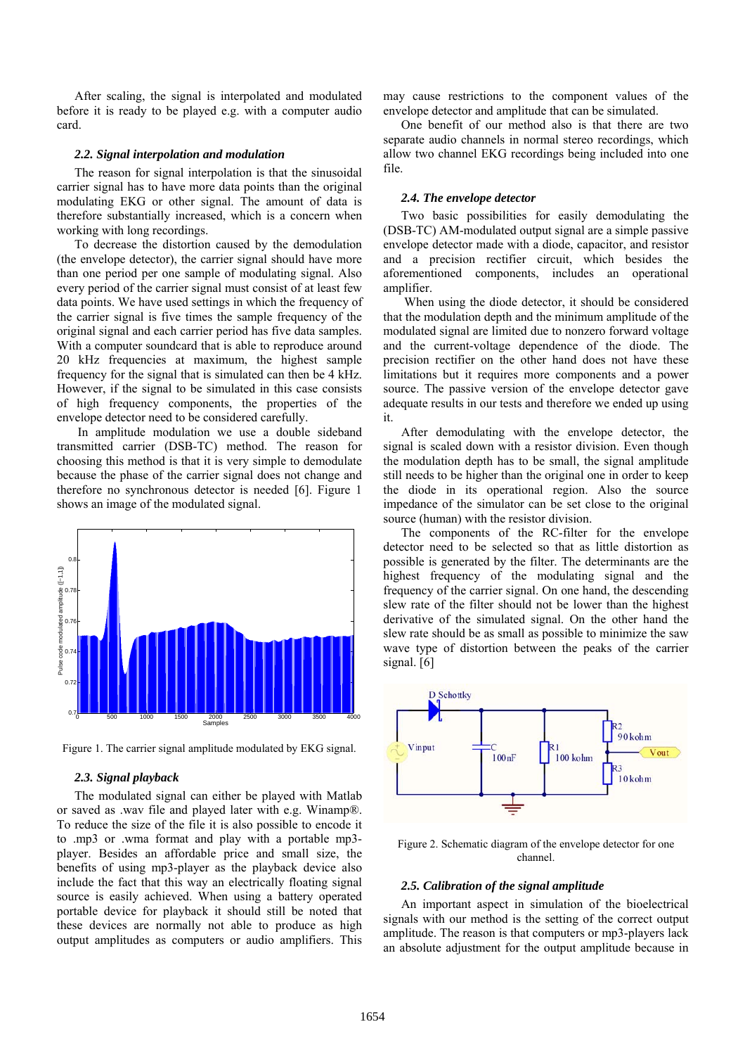After scaling, the signal is interpolated and modulated before it is ready to be played e.g. with a computer audio card.

### 2.2. Signal interpolation and modulation

The reason for signal interpolation is that the sinusoidal carrier signal has to have more data points than the original modulating EKG or other signal. The amount of data is therefore substantially increased, which is a concern when working with long recordings.

To decrease the distortion caused by the demodulation (the envelope detector), the carrier signal should have more than one period per one sample of modulating signal. Also every period of the carrier signal must consist of at least few data points. We have used settings in which the frequency of the carrier signal is five times the sample frequency of the original signal and each carrier period has five data samples. With a computer soundcard that is able to reproduce around 20 kHz frequencies at maximum, the highest sample frequency for the signal that is simulated can then be 4 kHz. However, if the signal to be simulated in this case consists of high frequency components, the properties of the envelope detector need to be considered carefully.

In amplitude modulation we use a double sideband transmitted carrier (DSB-TC) method. The reason for choosing this method is that it is very simple to demodulate because the phase of the carrier signal does not change and therefore no synchronous detector is needed [6]. Figure 1 shows an image of the modulated signal.

Figure 1. The carrier signal amplitude modulated by EKG signal.

### 2.3. Signal playback

The modulated signal can either be played with Matlab or saved as .wav file and played later with e.g. Winamp®. To reduce the size of the file it is also possible to encode it to .mp3 or .wma format and play with a portable mp3-player. Besides an affordable price and small size, the benefits of using mp3-player as the playback device also include the fact that this way an electrically floating signal source is easily achieved. When using a battery operated portable device for playback it should still be noted that these devices are normally not able to produce as high output amplitudes as computers or audio amplifiers. This may cause restrictions to the component values of the envelope detector and amplitude that can be simulated.

One benefit of our method also is that there are two separate audio channels in normal stereo recordings, which allow two channel EKG recordings being included into one file.

### 2.4. The envelope detector

Two basic possibilities for easily demodulating the (DSB-TC) AM-modulated output signal are a simple passive envelope detector made with a diode, capacitor, and resistor and a precision rectifier circuit, which besides the aforementioned components, includes an operational amplifier.

When using the diode detector, it should be considered that the modulation depth and the minimum amplitude of the modulated signal are limited due to nonzero forward voltage and the current-voltage dependence of the diode. The precision rectifier on the other hand does not have these limitations but it requires more components and a power source. The passive version of the envelope detector gave adequate results in our tests and therefore we ended up using it.

After demodulating with the envelope detector, the signal is scaled down with a resistor division. Even though the modulation depth has to be small, the signal amplitude still needs to be higher than the original one in order to keep the diode in its operational region. Also the source impedance of the simulator can be set close to the original source (human) with the resistor division.

The components of the RC-filter for the envelope detector need to be selected so that as little distortion as possible is generated by the filter. The determinants are the highest frequency of the modulating signal and the frequency of the carrier signal. On one hand, the descending slew rate of the filter should not be lower than the highest derivative of the simulated signal. On the other hand the slew rate should be as small as possible to minimize the saw wave type of distortion between the peaks of the carrier signal. [6]

Figure 2. Schematic diagram of the envelope detector for one channel.

### 2.5. Calibration of the signal amplitude

An important aspect in simulation of the bioelectrical signals with our method is the setting of the correct output amplitude. The reason is that computers or mp3-players lack an absolute adjustment for the output amplitude because in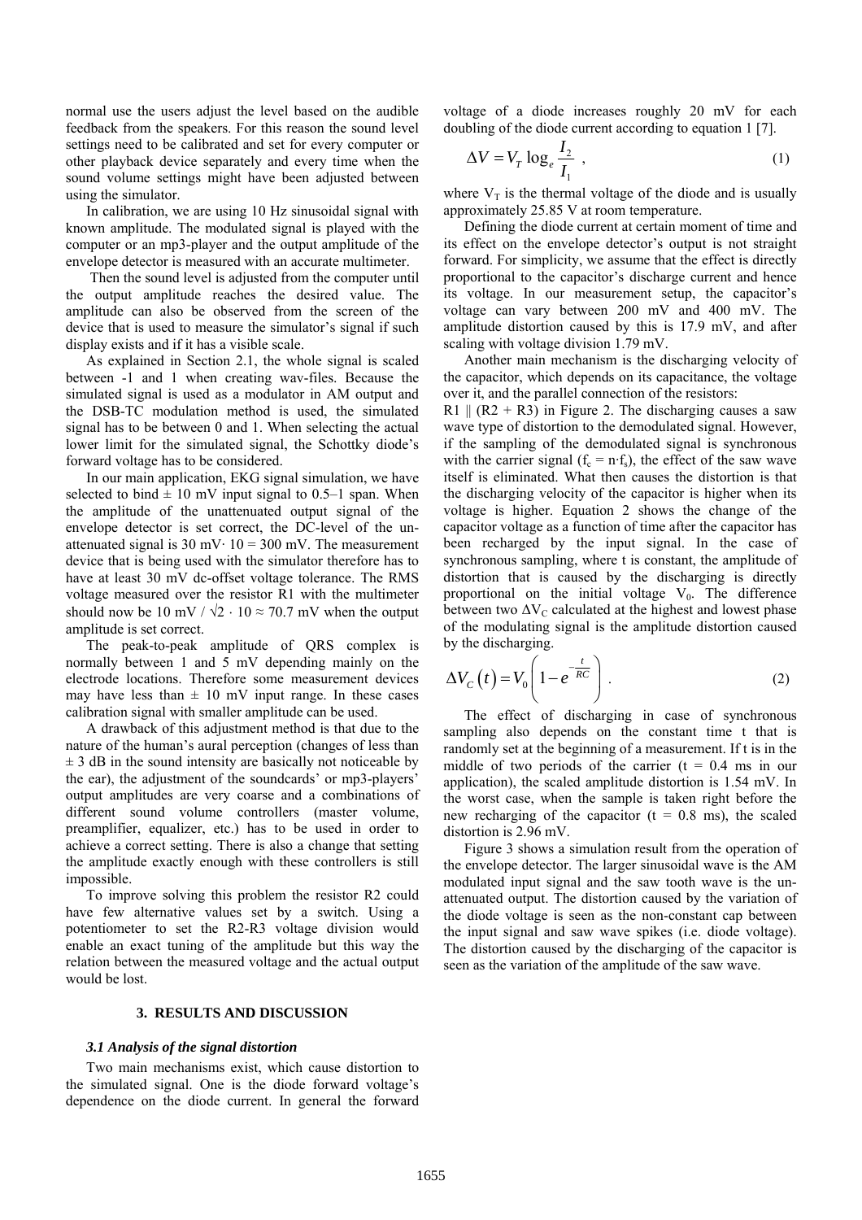normal use the users adjust the level based on the audible feedback from the speakers. For this reason the sound level settings need to be calibrated and set for every computer or other playback device separately and every time when the sound volume settings might have been adjusted between using the simulator.

In calibration, we are using 10 Hz sinusoidal signal with known amplitude. The modulated signal is played with the computer or an mp3-player and the output amplitude of the envelope detector is measured with an accurate multimeter.

Then the sound level is adjusted from the computer until the output amplitude reaches the desired value. The amplitude can also be observed from the screen of the device that is used to measure the simulator's signal if such display exists and if it has a visible scale.

As explained in Section 2.1, the whole signal is scaled between -1 and 1 when creating wav-files. Because the simulated signal is used as a modulator in AM output and the DSB-TC modulation method is used, the simulated signal has to be between 0 and 1. When selecting the actual lower limit for the simulated signal, the Schottky diode's forward voltage has to be considered.

In our main application, EKG signal simulation, we have selected to bind ± 10 mV input signal to 0.5–1 span. When the amplitude of the unattenuated output signal of the envelope detector is set correct, the DC-level of the un-attenuated signal is 30 mV· 10 = 300 mV. The measurement device that is being used with the simulator therefore has to have at least 30 mV dc-offset voltage tolerance. The RMS voltage measured over the resistor R1 with the multimeter should now be 10 mV / √2 · 10 ≈ 70.7 mV when the output amplitude is set correct.

The peak-to-peak amplitude of QRS complex is normally between 1 and 5 mV depending mainly on the electrode locations. Therefore some measurement devices may have less than ± 10 mV input range. In these cases calibration signal with smaller amplitude can be used.

A drawback of this adjustment method is that due to the nature of the human's aural perception (changes of less than ± 3 dB in the sound intensity are basically not noticeable by the ear), the adjustment of the soundcards' or mp3-players' output amplitudes are very coarse and a combinations of different sound volume controllers (master volume, preamplifier, equalizer, etc.) has to be used in order to achieve a correct setting. There is also a change that setting the amplitude exactly enough with these controllers is still impossible.

To improve solving this problem the resistor R2 could have few alternative values set by a switch. Using a potentiometer to set the R2-R3 voltage division would enable an exact tuning of the amplitude but this way the relation between the measured voltage and the actual output would be lost.

## 3. RESULTS AND DISCUSSION

### *3.1 Analysis of the signal distortion*

Two main mechanisms exist, which cause distortion to the simulated signal. One is the diode forward voltage's dependence on the diode current. In general the forward voltage of a diode increases roughly 20 mV for each doubling of the diode current according to equation 1 [7].

$$\Delta V = V_T \log_e \frac{I_2}{I_1} \ , \tag{1}$$

where $V_T$ is the thermal voltage of the diode and is usually approximately 25.85 V at room temperature.

Defining the diode current at certain moment of time and its effect on the envelope detector's output is not straight forward. For simplicity, we assume that the effect is directly proportional to the capacitor's discharge current and hence its voltage. In our measurement setup, the capacitor's voltage can vary between 200 mV and 400 mV. The amplitude distortion caused by this is 17.9 mV, and after scaling with voltage division 1.79 mV.

Another main mechanism is the discharging velocity of the capacitor, which depends on its capacitance, the voltage over it, and the parallel connection of the resistors: R1 ‖ (R2 + R3) in Figure 2. The discharging causes a saw wave type of distortion to the demodulated signal. However, if the sampling of the demodulated signal is synchronous with the carrier signal ($f_c = n{\cdot}f_s$), the effect of the saw wave itself is eliminated. What then causes the distortion is that the discharging velocity of the capacitor is higher when its voltage is higher. Equation 2 shows the change of the capacitor voltage as a function of time after the capacitor has been recharged by the input signal. In the case of synchronous sampling, where t is constant, the amplitude of distortion that is caused by the discharging is directly proportional on the initial voltage $V_0$. The difference between two $\Delta V_C$ calculated at the highest and lowest phase of the modulating signal is the amplitude distortion caused by the discharging.

$$\Delta V_C\left(t\right) = V_0\left(1 - e^{-\frac{t}{RC}}\right) \ . \tag{2}$$

The effect of discharging in case of synchronous sampling also depends on the constant time t that is randomly set at the beginning of a measurement. If t is in the middle of two periods of the carrier (t = 0.4 ms in our application), the scaled amplitude distortion is 1.54 mV. In the worst case, when the sample is taken right before the new recharging of the capacitor (t = 0.8 ms), the scaled distortion is 2.96 mV.

Figure 3 shows a simulation result from the operation of the envelope detector. The larger sinusoidal wave is the AM modulated input signal and the saw tooth wave is the un-attenuated output. The distortion caused by the variation of the diode voltage is seen as the non-constant cap between the input signal and saw wave spikes (i.e. diode voltage). The distortion caused by the discharging of the capacitor is seen as the variation of the amplitude of the saw wave.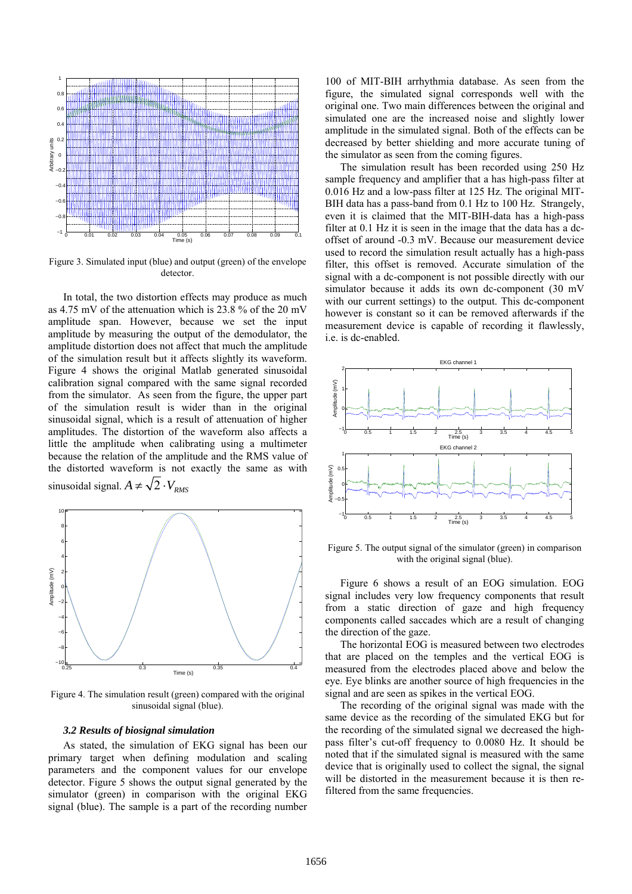Figure 3. Simulated input (blue) and output (green) of the envelope detector.

In total, the two distortion effects may produce as much as 4.75 mV of the attenuation which is 23.8 % of the 20 mV amplitude span. However, because we set the input amplitude by measuring the output of the demodulator, the amplitude distortion does not affect that much the amplitude of the simulation result but it affects slightly its waveform. Figure 4 shows the original Matlab generated sinusoidal calibration signal compared with the same signal recorded from the simulator. As seen from the figure, the upper part of the simulation result is wider than in the original sinusoidal signal, which is a result of attenuation of higher amplitudes. The distortion of the waveform also affects a little the amplitude when calibrating using a multimeter because the relation of the amplitude and the RMS value of the distorted waveform is not exactly the same as with sinusoidal signal. $A \neq \sqrt{2} \cdot V_{RMS}$

Figure 4. The simulation result (green) compared with the original sinusoidal signal (blue).

### *3.2 Results of biosignal simulation*

As stated, the simulation of EKG signal has been our primary target when defining modulation and scaling parameters and the component values for our envelope detector. Figure 5 shows the output signal generated by the simulator (green) in comparison with the original EKG signal (blue). The sample is a part of the recording number 100 of MIT-BIH arrhythmia database. As seen from the figure, the simulated signal corresponds well with the original one. Two main differences between the original and simulated one are the increased noise and slightly lower amplitude in the simulated signal. Both of the effects can be decreased by better shielding and more accurate tuning of the simulator as seen from the coming figures.

The simulation result has been recorded using 250 Hz sample frequency and amplifier that a has high-pass filter at 0.016 Hz and a low-pass filter at 125 Hz. The original MIT-BIH data has a pass-band from 0.1 Hz to 100 Hz. Strangely, even it is claimed that the MIT-BIH-data has a high-pass filter at 0.1 Hz it is seen in the image that the data has a dc-offset of around -0.3 mV. Because our measurement device used to record the simulation result actually has a high-pass filter, this offset is removed. Accurate simulation of the signal with a dc-component is not possible directly with our simulator because it adds its own dc-component (30 mV with our current settings) to the output. This dc-component however is constant so it can be removed afterwards if the measurement device is capable of recording it flawlessly, i.e. is dc-enabled.

Figure 5. The output signal of the simulator (green) in comparison with the original signal (blue).

Figure 6 shows a result of an EOG simulation. EOG signal includes very low frequency components that result from a static direction of gaze and high frequency components called saccades which are a result of changing the direction of the gaze.

The horizontal EOG is measured between two electrodes that are placed on the temples and the vertical EOG is measured from the electrodes placed above and below the eye. Eye blinks are another source of high frequencies in the signal and are seen as spikes in the vertical EOG.

The recording of the original signal was made with the same device as the recording of the simulated EKG but for the recording of the simulated signal we decreased the high-pass filter's cut-off frequency to 0.0080 Hz. It should be noted that if the simulated signal is measured with the same device that is originally used to collect the signal, the signal will be distorted in the measurement because it is then re-filtered from the same frequencies.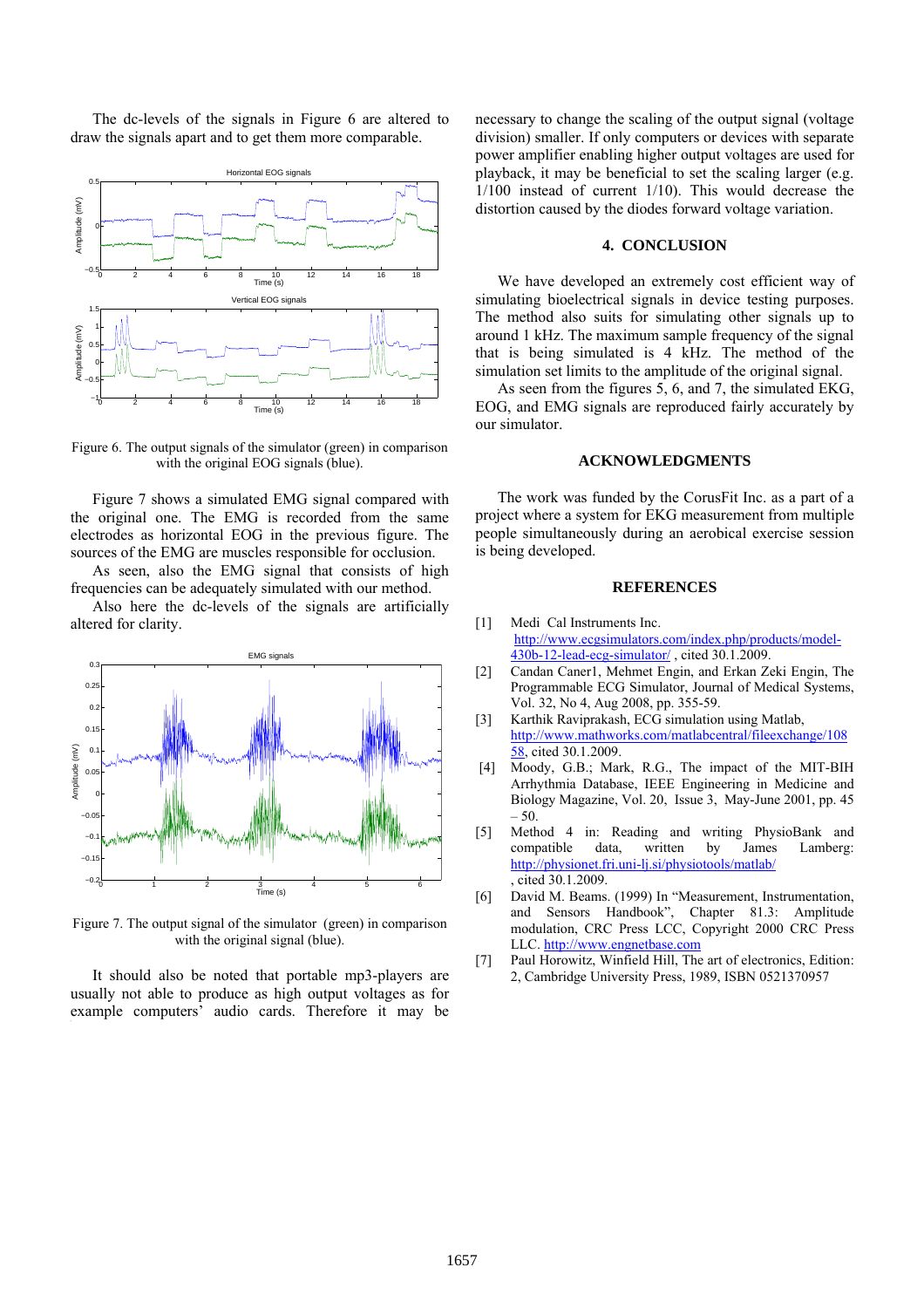The dc-levels of the signals in Figure 6 are altered to draw the signals apart and to get them more comparable.

Horizontal EOG signals

Amplitude (mV)

0.5

0

−0.5

0 2 4 6 8 10 12 14 16 18

Time (s)

Vertical EOG signals

Amplitude (mV)

1.5

1

0.5

0

−0.5

−1

0 2 4 6 8 10 12 14 16 18

Time (s)

Figure 6. The output signals of the simulator (green) in comparison with the original EOG signals (blue).

Figure 7 shows a simulated EMG signal compared with the original one. The EMG is recorded from the same electrodes as horizontal EOG in the previous figure. The sources of the EMG are muscles responsible for occlusion.

As seen, also the EMG signal that consists of high frequencies can be adequately simulated with our method.

Also here the dc-levels of the signals are artificially altered for clarity.

EMG signals

Amplitude (mV)

0.3

0.25

0.2

0.15

0.1

0.05

0

−0.05

−0.1

−0.15

−0.2

0 1 2 3 4 5 6

Time (s)

Figure 7. The output signal of the simulator (green) in comparison with the original signal (blue).

It should also be noted that portable mp3-players are usually not able to produce as high output voltages as for example computers' audio cards. Therefore it may be necessary to change the scaling of the output signal (voltage division) smaller. If only computers or devices with separate power amplifier enabling higher output voltages are used for playback, it may be beneficial to set the scaling larger (e.g. 1/100 instead of current 1/10). This would decrease the distortion caused by the diodes forward voltage variation.

## 4. CONCLUSION

We have developed an extremely cost efficient way of simulating bioelectrical signals in device testing purposes. The method also suits for simulating other signals up to around 1 kHz. The maximum sample frequency of the signal that is being simulated is 4 kHz. The method of the simulation set limits to the amplitude of the original signal.

As seen from the figures 5, 6, and 7, the simulated EKG, EOG, and EMG signals are reproduced fairly accurately by our simulator.

## ACKNOWLEDGMENTS

The work was funded by the CorusFit Inc. as a part of a project where a system for EKG measurement from multiple people simultaneously during an aerobical exercise session is being developed.

## REFERENCES

[1] Medi Cal Instruments Inc. http://www.ecgsimulators.com/index.php/products/model-430b-12-lead-ecg-simulator/ , cited 30.1.2009.

[2] Candan Caner1, Mehmet Engin, and Erkan Zeki Engin, The Programmable ECG Simulator, Journal of Medical Systems, Vol. 32, No 4, Aug 2008, pp. 355-59.

[3] Karthik Raviprakash, ECG simulation using Matlab, http://www.mathworks.com/matlabcentral/fileexchange/10858, cited 30.1.2009.

[4] Moody, G.B.; Mark, R.G., The impact of the MIT-BIH Arrhythmia Database, IEEE Engineering in Medicine and Biology Magazine, Vol. 20, Issue 3, May-June 2001, pp. 45 – 50.

[5] Method 4 in: Reading and writing PhysioBank and compatible data, written by James Lamberg: http://physionet.fri.uni-lj.si/physiotools/matlab/ , cited 30.1.2009.

[6] David M. Beams. (1999) In "Measurement, Instrumentation, and Sensors Handbook", Chapter 81.3: Amplitude modulation, CRC Press LCC, Copyright 2000 CRC Press LLC. http://www.engnetbase.com

[7] Paul Horowitz, Winfield Hill, The art of electronics, Edition: 2, Cambridge University Press, 1989, ISBN 0521370957